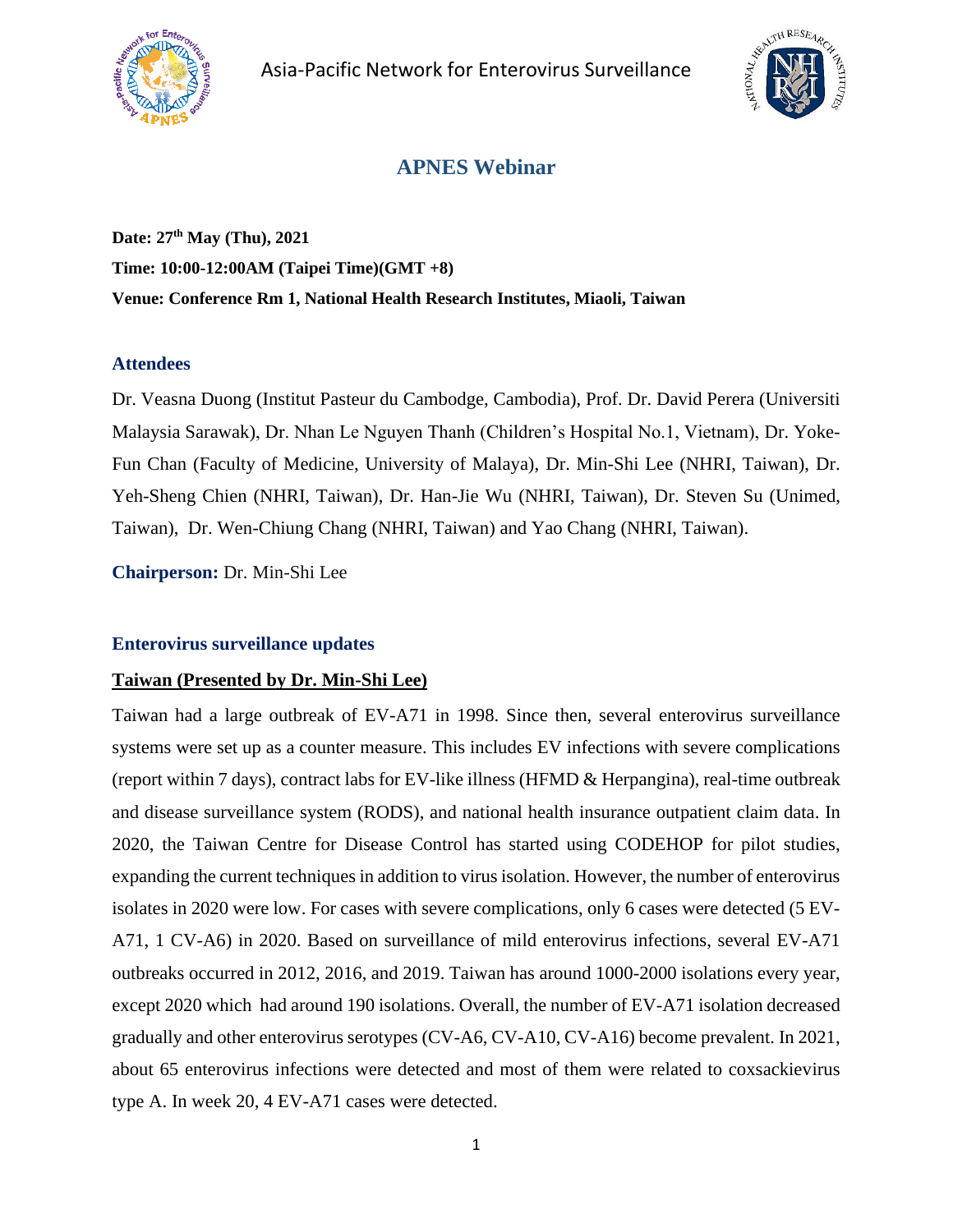Asia-Pacific Network for Enterovirus Surveillance

# APNES Webinar

**Date: 27th May (Thu), 2021**

**Time: 10:00-12:00AM (Taipei Time)(GMT +8)**

**Venue: Conference Rm 1, National Health Research Institutes, Miaoli, Taiwan**

## Attendees

Dr. Veasna Duong (Institut Pasteur du Cambodge, Cambodia), Prof. Dr. David Perera (Universiti Malaysia Sarawak), Dr. Nhan Le Nguyen Thanh (Children's Hospital No.1, Vietnam), Dr. Yoke-Fun Chan (Faculty of Medicine, University of Malaya), Dr. Min-Shi Lee (NHRI, Taiwan), Dr. Yeh-Sheng Chien (NHRI, Taiwan), Dr. Han-Jie Wu (NHRI, Taiwan), Dr. Steven Su (Unimed, Taiwan), Dr. Wen-Chiung Chang (NHRI, Taiwan) and Yao Chang (NHRI, Taiwan).

**Chairperson:** Dr. Min-Shi Lee

## Enterovirus surveillance updates

### Taiwan (Presented by Dr. Min-Shi Lee)

Taiwan had a large outbreak of EV-A71 in 1998. Since then, several enterovirus surveillance systems were set up as a counter measure. This includes EV infections with severe complications (report within 7 days), contract labs for EV-like illness (HFMD & Herpangina), real-time outbreak and disease surveillance system (RODS), and national health insurance outpatient claim data. In 2020, the Taiwan Centre for Disease Control has started using CODEHOP for pilot studies, expanding the current techniques in addition to virus isolation. However, the number of enterovirus isolates in 2020 were low. For cases with severe complications, only 6 cases were detected (5 EV-A71, 1 CV-A6) in 2020. Based on surveillance of mild enterovirus infections, several EV-A71 outbreaks occurred in 2012, 2016, and 2019. Taiwan has around 1000-2000 isolations every year, except 2020 which had around 190 isolations. Overall, the number of EV-A71 isolation decreased gradually and other enterovirus serotypes (CV-A6, CV-A10, CV-A16) become prevalent. In 2021, about 65 enterovirus infections were detected and most of them were related to coxsackievirus type A. In week 20, 4 EV-A71 cases were detected.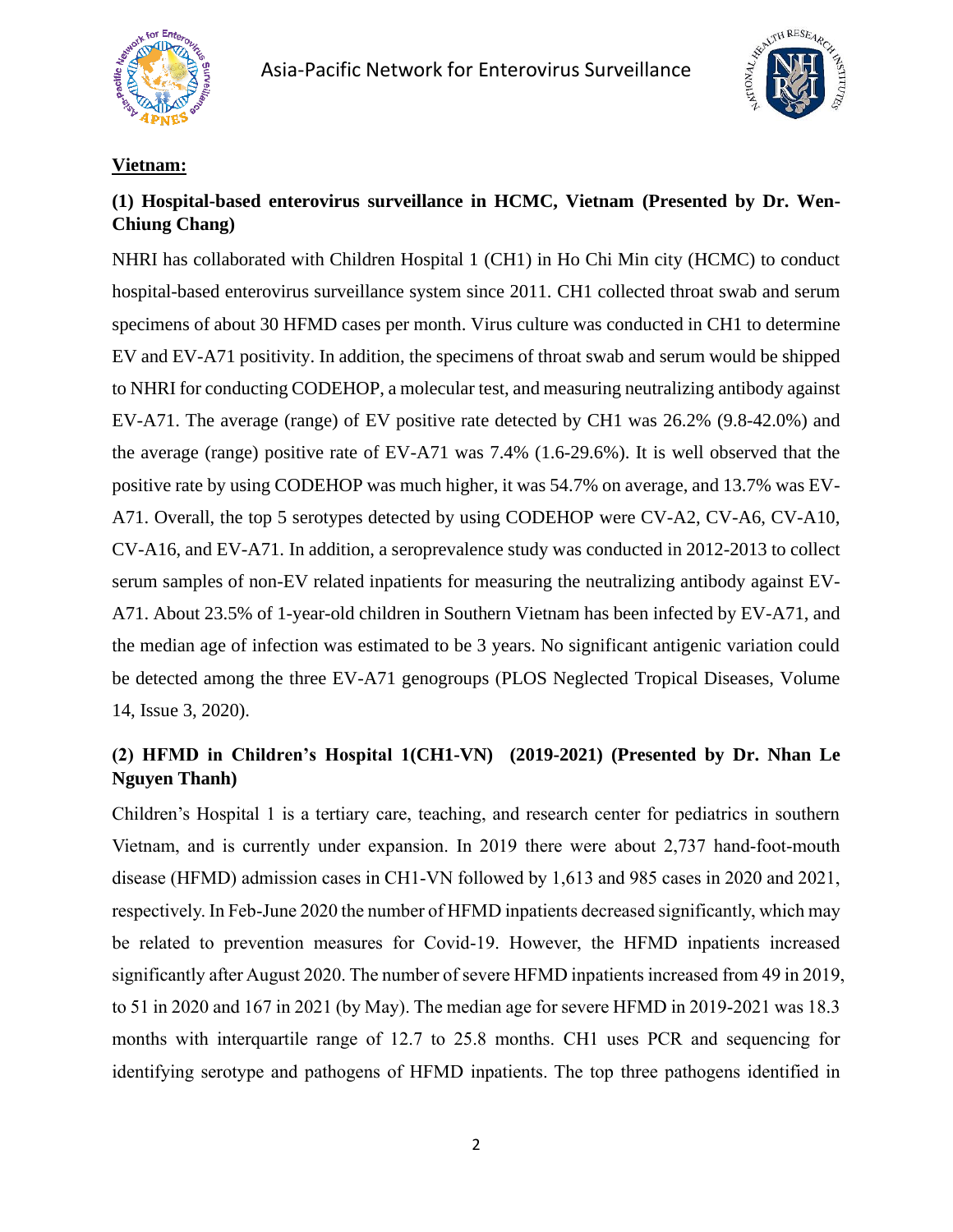**Vietnam:**

**(1) Hospital-based enterovirus surveillance in HCMC, Vietnam (Presented by Dr. Wen-Chiung Chang)**

NHRI has collaborated with Children Hospital 1 (CH1) in Ho Chi Min city (HCMC) to conduct hospital-based enterovirus surveillance system since 2011. CH1 collected throat swab and serum specimens of about 30 HFMD cases per month. Virus culture was conducted in CH1 to determine EV and EV-A71 positivity. In addition, the specimens of throat swab and serum would be shipped to NHRI for conducting CODEHOP, a molecular test, and measuring neutralizing antibody against EV-A71. The average (range) of EV positive rate detected by CH1 was 26.2% (9.8-42.0%) and the average (range) positive rate of EV-A71 was 7.4% (1.6-29.6%). It is well observed that the positive rate by using CODEHOP was much higher, it was 54.7% on average, and 13.7% was EV-A71. Overall, the top 5 serotypes detected by using CODEHOP were CV-A2, CV-A6, CV-A10, CV-A16, and EV-A71. In addition, a seroprevalence study was conducted in 2012-2013 to collect serum samples of non-EV related inpatients for measuring the neutralizing antibody against EV-A71. About 23.5% of 1-year-old children in Southern Vietnam has been infected by EV-A71, and the median age of infection was estimated to be 3 years. No significant antigenic variation could be detected among the three EV-A71 genogroups (PLOS Neglected Tropical Diseases, Volume 14, Issue 3, 2020).

**(2) HFMD in Children's Hospital 1(CH1-VN) (2019-2021) (Presented by Dr. Nhan Le Nguyen Thanh)**

Children's Hospital 1 is a tertiary care, teaching, and research center for pediatrics in southern Vietnam, and is currently under expansion. In 2019 there were about 2,737 hand-foot-mouth disease (HFMD) admission cases in CH1-VN followed by 1,613 and 985 cases in 2020 and 2021, respectively. In Feb-June 2020 the number of HFMD inpatients decreased significantly, which may be related to prevention measures for Covid-19. However, the HFMD inpatients increased significantly after August 2020. The number of severe HFMD inpatients increased from 49 in 2019, to 51 in 2020 and 167 in 2021 (by May). The median age for severe HFMD in 2019-2021 was 18.3 months with interquartile range of 12.7 to 25.8 months. CH1 uses PCR and sequencing for identifying serotype and pathogens of HFMD inpatients. The top three pathogens identified in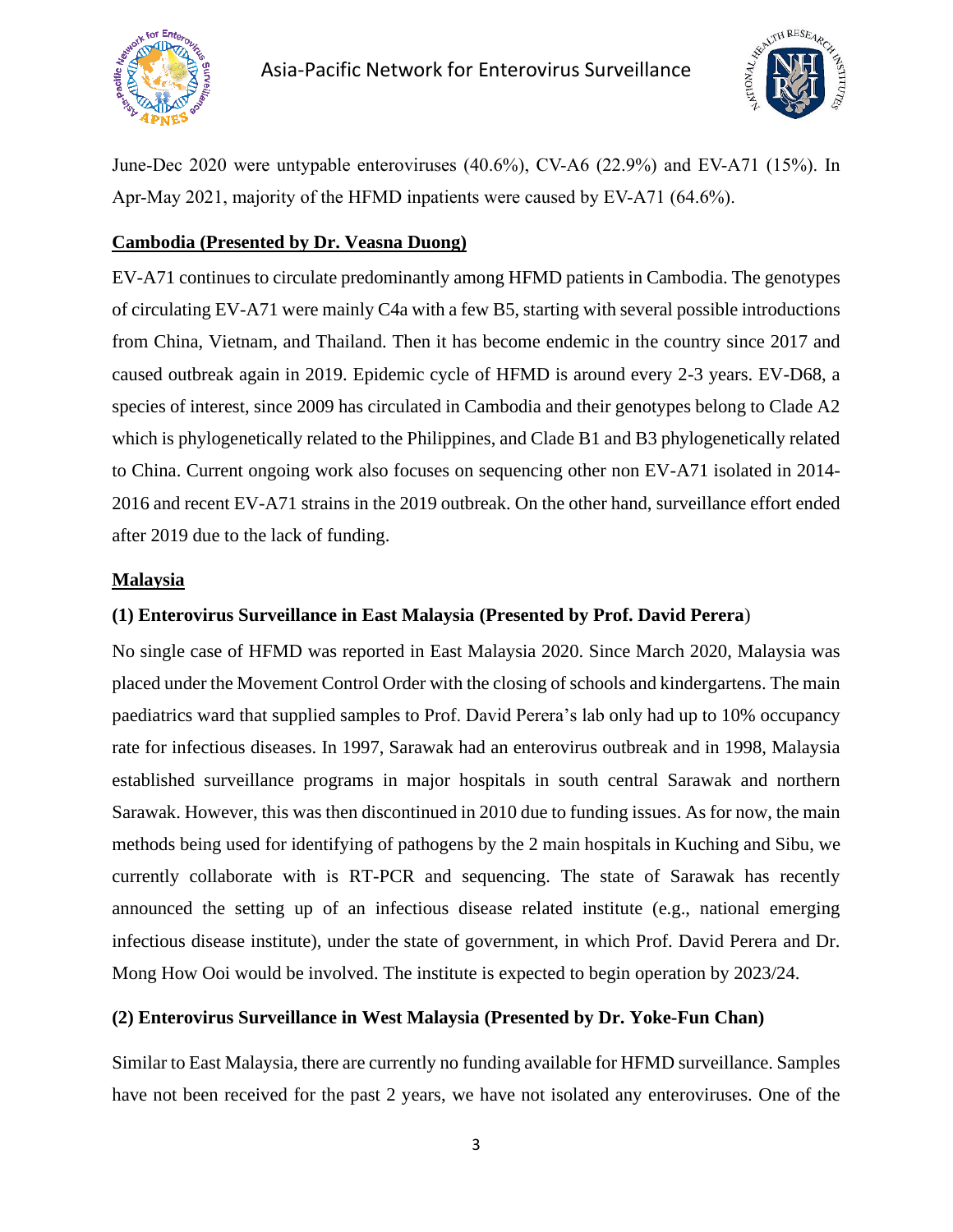June-Dec 2020 were untypable enteroviruses (40.6%), CV-A6 (22.9%) and EV-A71 (15%). In Apr-May 2021, majority of the HFMD inpatients were caused by EV-A71 (64.6%).

**Cambodia (Presented by Dr. Veasna Duong)**

EV-A71 continues to circulate predominantly among HFMD patients in Cambodia. The genotypes of circulating EV-A71 were mainly C4a with a few B5, starting with several possible introductions from China, Vietnam, and Thailand. Then it has become endemic in the country since 2017 and caused outbreak again in 2019. Epidemic cycle of HFMD is around every 2-3 years. EV-D68, a species of interest, since 2009 has circulated in Cambodia and their genotypes belong to Clade A2 which is phylogenetically related to the Philippines, and Clade B1 and B3 phylogenetically related to China. Current ongoing work also focuses on sequencing other non EV-A71 isolated in 2014-2016 and recent EV-A71 strains in the 2019 outbreak. On the other hand, surveillance effort ended after 2019 due to the lack of funding.

**Malaysia**

**(1) Enterovirus Surveillance in East Malaysia (Presented by Prof. David Perera)**

No single case of HFMD was reported in East Malaysia 2020. Since March 2020, Malaysia was placed under the Movement Control Order with the closing of schools and kindergartens. The main paediatrics ward that supplied samples to Prof. David Perera's lab only had up to 10% occupancy rate for infectious diseases. In 1997, Sarawak had an enterovirus outbreak and in 1998, Malaysia established surveillance programs in major hospitals in south central Sarawak and northern Sarawak. However, this was then discontinued in 2010 due to funding issues. As for now, the main methods being used for identifying of pathogens by the 2 main hospitals in Kuching and Sibu, we currently collaborate with is RT-PCR and sequencing. The state of Sarawak has recently announced the setting up of an infectious disease related institute (e.g., national emerging infectious disease institute), under the state of government, in which Prof. David Perera and Dr. Mong How Ooi would be involved. The institute is expected to begin operation by 2023/24.

**(2) Enterovirus Surveillance in West Malaysia (Presented by Dr. Yoke-Fun Chan)**

Similar to East Malaysia, there are currently no funding available for HFMD surveillance. Samples have not been received for the past 2 years, we have not isolated any enteroviruses. One of the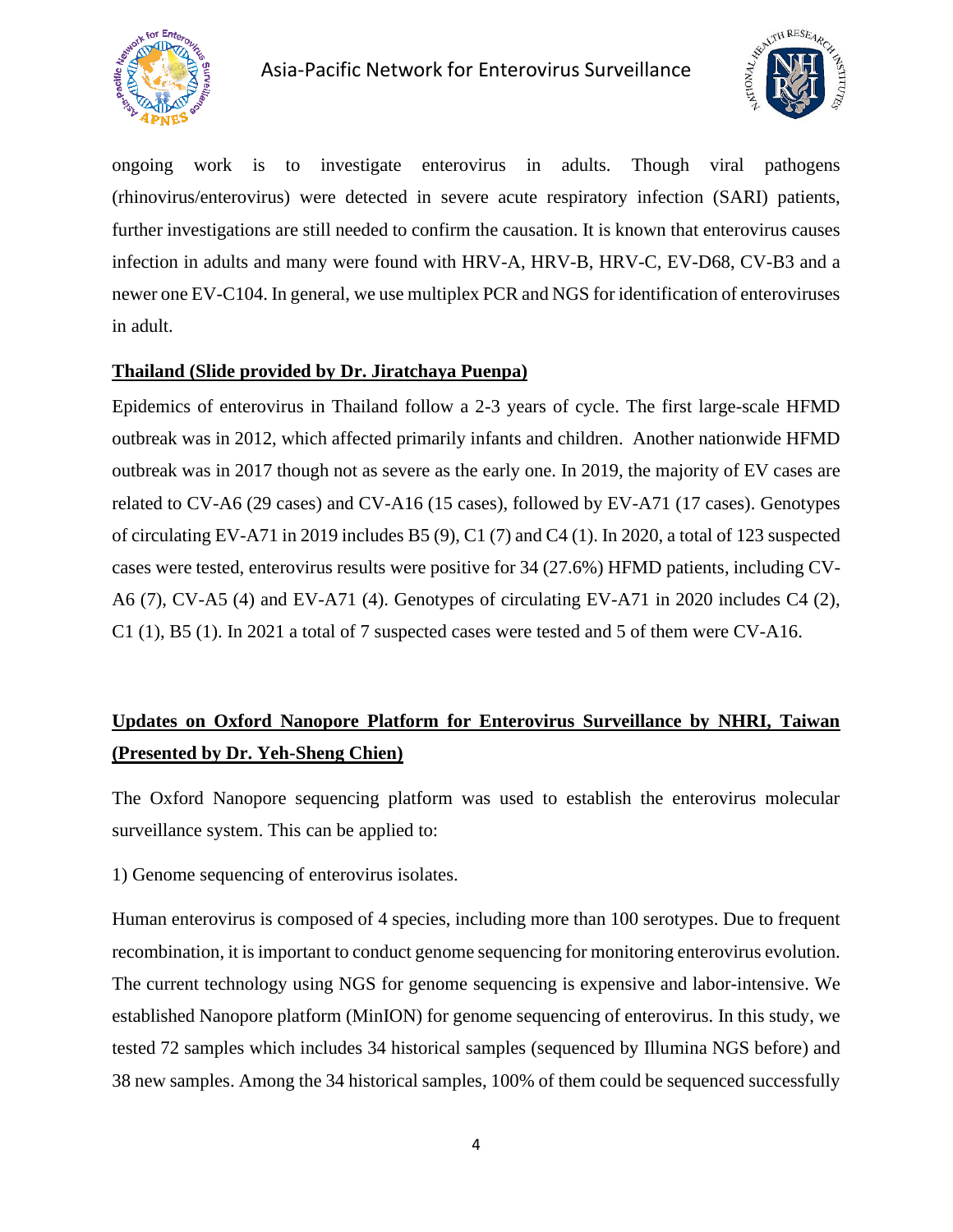ongoing work is to investigate enterovirus in adults. Though viral pathogens (rhinovirus/enterovirus) were detected in severe acute respiratory infection (SARI) patients, further investigations are still needed to confirm the causation. It is known that enterovirus causes infection in adults and many were found with HRV-A, HRV-B, HRV-C, EV-D68, CV-B3 and a newer one EV-C104. In general, we use multiplex PCR and NGS for identification of enteroviruses in adult.

**Thailand (Slide provided by Dr. Jiratchaya Puenpa)**

Epidemics of enterovirus in Thailand follow a 2-3 years of cycle. The first large-scale HFMD outbreak was in 2012, which affected primarily infants and children. Another nationwide HFMD outbreak was in 2017 though not as severe as the early one. In 2019, the majority of EV cases are related to CV-A6 (29 cases) and CV-A16 (15 cases), followed by EV-A71 (17 cases). Genotypes of circulating EV-A71 in 2019 includes B5 (9), C1 (7) and C4 (1). In 2020, a total of 123 suspected cases were tested, enterovirus results were positive for 34 (27.6%) HFMD patients, including CV-A6 (7), CV-A5 (4) and EV-A71 (4). Genotypes of circulating EV-A71 in 2020 includes C4 (2), C1 (1), B5 (1). In 2021 a total of 7 suspected cases were tested and 5 of them were CV-A16.

## Updates on Oxford Nanopore Platform for Enterovirus Surveillance by NHRI, Taiwan (Presented by Dr. Yeh-Sheng Chien)

The Oxford Nanopore sequencing platform was used to establish the enterovirus molecular surveillance system. This can be applied to:

1) Genome sequencing of enterovirus isolates.

Human enterovirus is composed of 4 species, including more than 100 serotypes. Due to frequent recombination, it is important to conduct genome sequencing for monitoring enterovirus evolution. The current technology using NGS for genome sequencing is expensive and labor-intensive. We established Nanopore platform (MinION) for genome sequencing of enterovirus. In this study, we tested 72 samples which includes 34 historical samples (sequenced by Illumina NGS before) and 38 new samples. Among the 34 historical samples, 100% of them could be sequenced successfully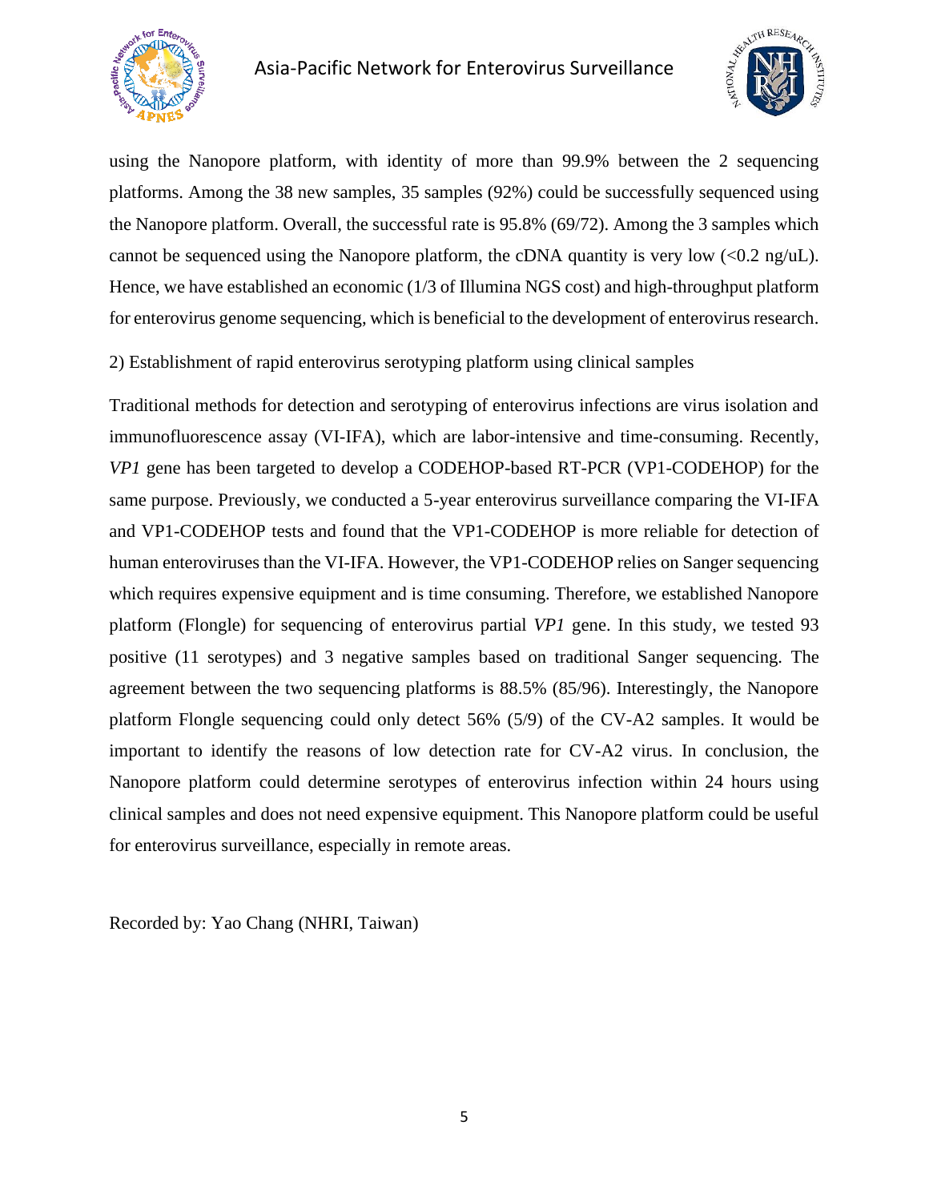using the Nanopore platform, with identity of more than 99.9% between the 2 sequencing platforms. Among the 38 new samples, 35 samples (92%) could be successfully sequenced using the Nanopore platform. Overall, the successful rate is 95.8% (69/72). Among the 3 samples which cannot be sequenced using the Nanopore platform, the cDNA quantity is very low (<0.2 ng/uL). Hence, we have established an economic (1/3 of Illumina NGS cost) and high-throughput platform for enterovirus genome sequencing, which is beneficial to the development of enterovirus research.

2) Establishment of rapid enterovirus serotyping platform using clinical samples

Traditional methods for detection and serotyping of enterovirus infections are virus isolation and immunofluorescence assay (VI-IFA), which are labor-intensive and time-consuming. Recently, *VP1* gene has been targeted to develop a CODEHOP-based RT-PCR (VP1-CODEHOP) for the same purpose. Previously, we conducted a 5-year enterovirus surveillance comparing the VI-IFA and VP1-CODEHOP tests and found that the VP1-CODEHOP is more reliable for detection of human enteroviruses than the VI-IFA. However, the VP1-CODEHOP relies on Sanger sequencing which requires expensive equipment and is time consuming. Therefore, we established Nanopore platform (Flongle) for sequencing of enterovirus partial *VP1* gene. In this study, we tested 93 positive (11 serotypes) and 3 negative samples based on traditional Sanger sequencing. The agreement between the two sequencing platforms is 88.5% (85/96). Interestingly, the Nanopore platform Flongle sequencing could only detect 56% (5/9) of the CV-A2 samples. It would be important to identify the reasons of low detection rate for CV-A2 virus. In conclusion, the Nanopore platform could determine serotypes of enterovirus infection within 24 hours using clinical samples and does not need expensive equipment. This Nanopore platform could be useful for enterovirus surveillance, especially in remote areas.

Recorded by: Yao Chang (NHRI, Taiwan)